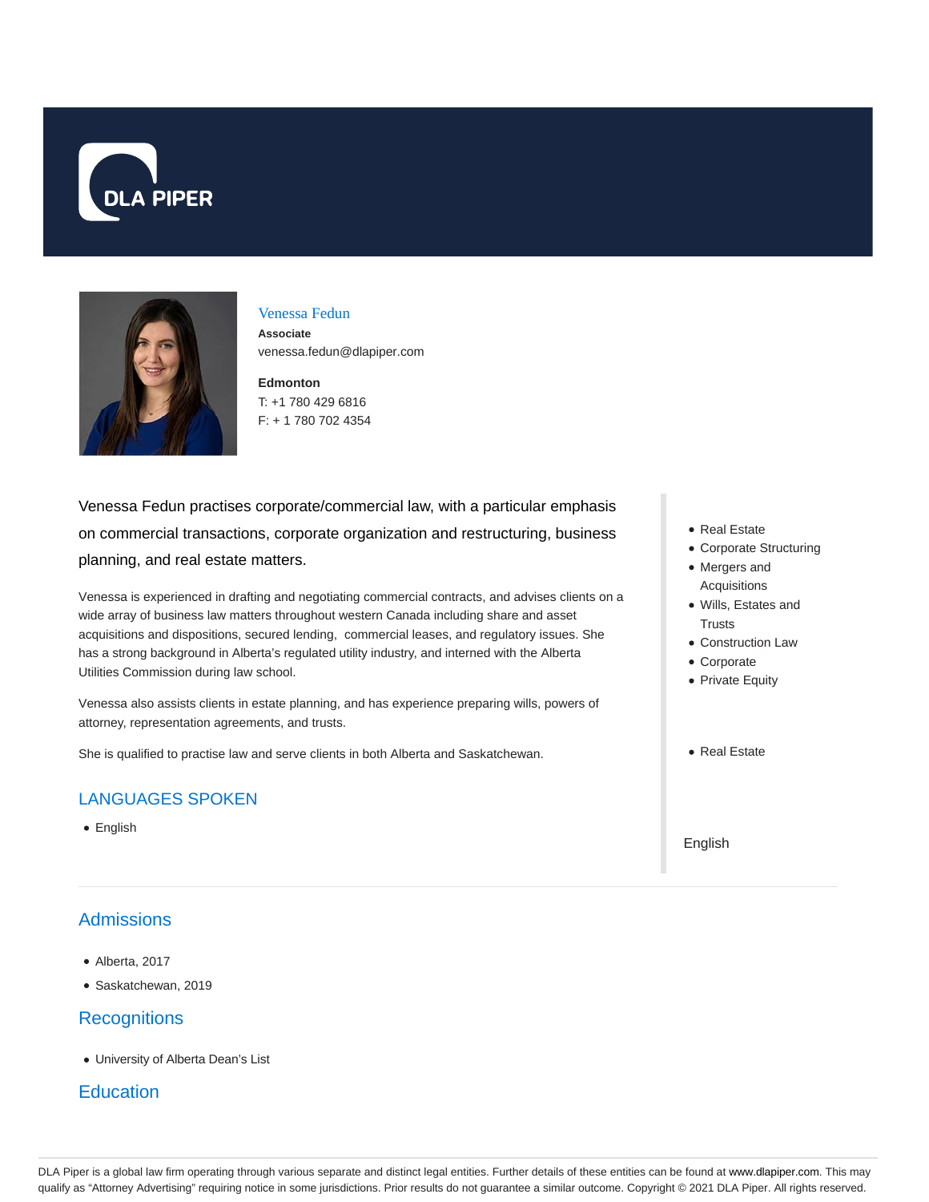DLA PIPER

# Venessa Fedun

**Associate**
venessa.fedun@dlapiper.com

**Edmonton**
T: +1 780 429 6816
F: + 1 780 702 4354

Venessa Fedun practises corporate/commercial law, with a particular emphasis on commercial transactions, corporate organization and restructuring, business planning, and real estate matters.

Venessa is experienced in drafting and negotiating commercial contracts, and advises clients on a wide array of business law matters throughout western Canada including share and asset acquisitions and dispositions, secured lending, commercial leases, and regulatory issues. She has a strong background in Alberta's regulated utility industry, and interned with the Alberta Utilities Commission during law school.

Venessa also assists clients in estate planning, and has experience preparing wills, powers of attorney, representation agreements, and trusts.

She is qualified to practise law and serve clients in both Alberta and Saskatchewan.

## LANGUAGES SPOKEN

- English

- Real Estate
- Corporate Structuring
- Mergers and Acquisitions
- Wills, Estates and Trusts
- Construction Law
- Corporate
- Private Equity

- Real Estate

English

## Admissions

- Alberta, 2017
- Saskatchewan, 2019

## Recognitions

- University of Alberta Dean's List

## Education

DLA Piper is a global law firm operating through various separate and distinct legal entities. Further details of these entities can be found at www.dlapiper.com. This may qualify as "Attorney Advertising" requiring notice in some jurisdictions. Prior results do not guarantee a similar outcome. Copyright © 2021 DLA Piper. All rights reserved.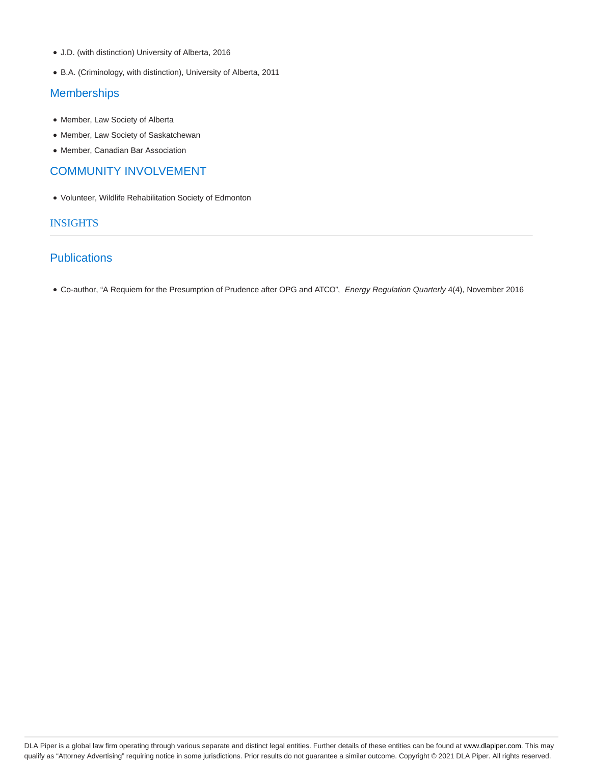- J.D. (with distinction) University of Alberta, 2016
- B.A. (Criminology, with distinction), University of Alberta, 2011

## Memberships

- Member, Law Society of Alberta
- Member, Law Society of Saskatchewan
- Member, Canadian Bar Association

## COMMUNITY INVOLVEMENT

- Volunteer, Wildlife Rehabilitation Society of Edmonton

## INSIGHTS

## Publications

- Co-author, “A Requiem for the Presumption of Prudence after OPG and ATCO”, *Energy Regulation Quarterly* 4(4), November 2016

DLA Piper is a global law firm operating through various separate and distinct legal entities. Further details of these entities can be found at www.dlapiper.com. This may qualify as “Attorney Advertising” requiring notice in some jurisdictions. Prior results do not guarantee a similar outcome. Copyright © 2021 DLA Piper. All rights reserved.